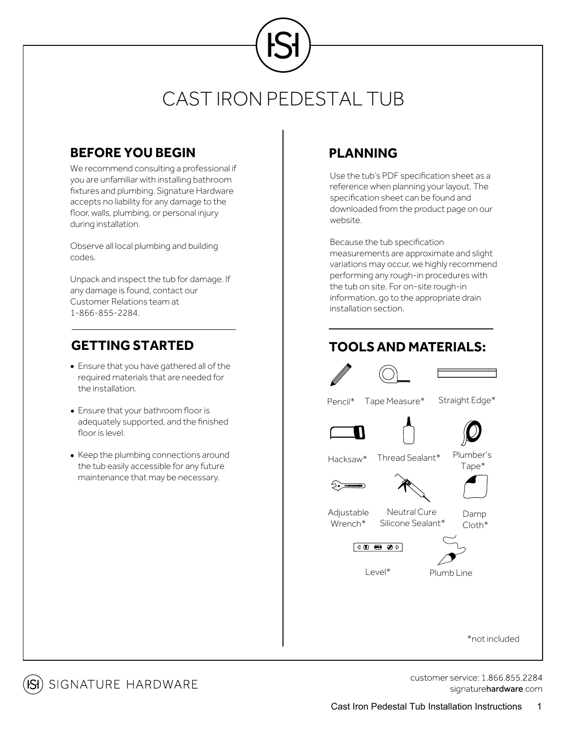# CAST IRON PEDESTAL TUB

## BEFORE YOU BEGIN

We recommend consulting a professional if you are unfamiliar with installing bathroom fixtures and plumbing. Signature Hardware accepts no liability for any damage to the floor, walls, plumbing, or personal injury during installation.

Observe all local plumbing and building codes.

Unpack and inspect the tub for damage. If any damage is found, contact our Customer Relations team at 1-866-855-2284.

## GETTING STARTED

- Ensure that you have gathered all of the required materials that are needed for the installation.
- Ensure that your bathroom floor is adequately supported, and the finished floor is level.
- Keep the plumbing connections around the tub easily accessible for any future maintenance that may be necessary.

## PLANNING

Use the tub's PDF specification sheet as a reference when planning your layout. The specification sheet can be found and downloaded from the product page on our website.

Because the tub specification measurements are approximate and slight variations may occur, we highly recommend performing any rough-in procedures with the tub on site. For on-site rough-in information, go to the appropriate drain installation section.

## TOOLS AND MATERIALS:

- Pencil*
- Tape Measure*
- Straight Edge*
- Hacksaw*
- Thread Sealant*
- Plumber's Tape*
- Adjustable Wrench*
- Neutral Cure Silicone Sealant*
- Damp Cloth*
- Level*
- Plumb Line

*not included

customer service: 1.866.855.2284
signaturehardware.com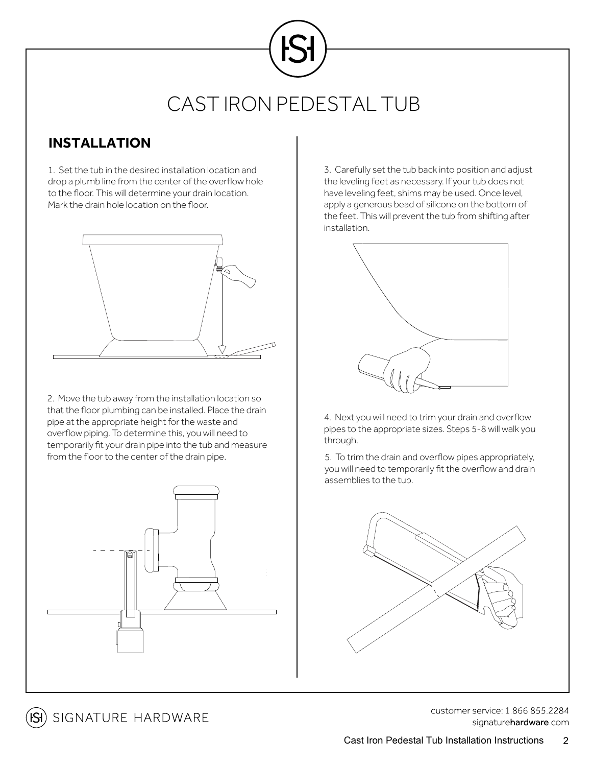# CAST IRON PEDESTAL TUB

## INSTALLATION

1. Set the tub in the desired installation location and drop a plumb line from the center of the overflow hole to the floor. This will determine your drain location. Mark the drain hole location on the floor.

2. Move the tub away from the installation location so that the floor plumbing can be installed. Place the drain pipe at the appropriate height for the waste and overflow piping. To determine this, you will need to temporarily fit your drain pipe into the tub and measure from the floor to the center of the drain pipe.

3. Carefully set the tub back into position and adjust the leveling feet as necessary. If your tub does not have leveling feet, shims may be used. Once level, apply a generous bead of silicone on the bottom of the feet. This will prevent the tub from shifting after installation.

4. Next you will need to trim your drain and overflow pipes to the appropriate sizes. Steps 5-8 will walk you through.

5. To trim the drain and overflow pipes appropriately, you will need to temporarily fit the overflow and drain assemblies to the tub.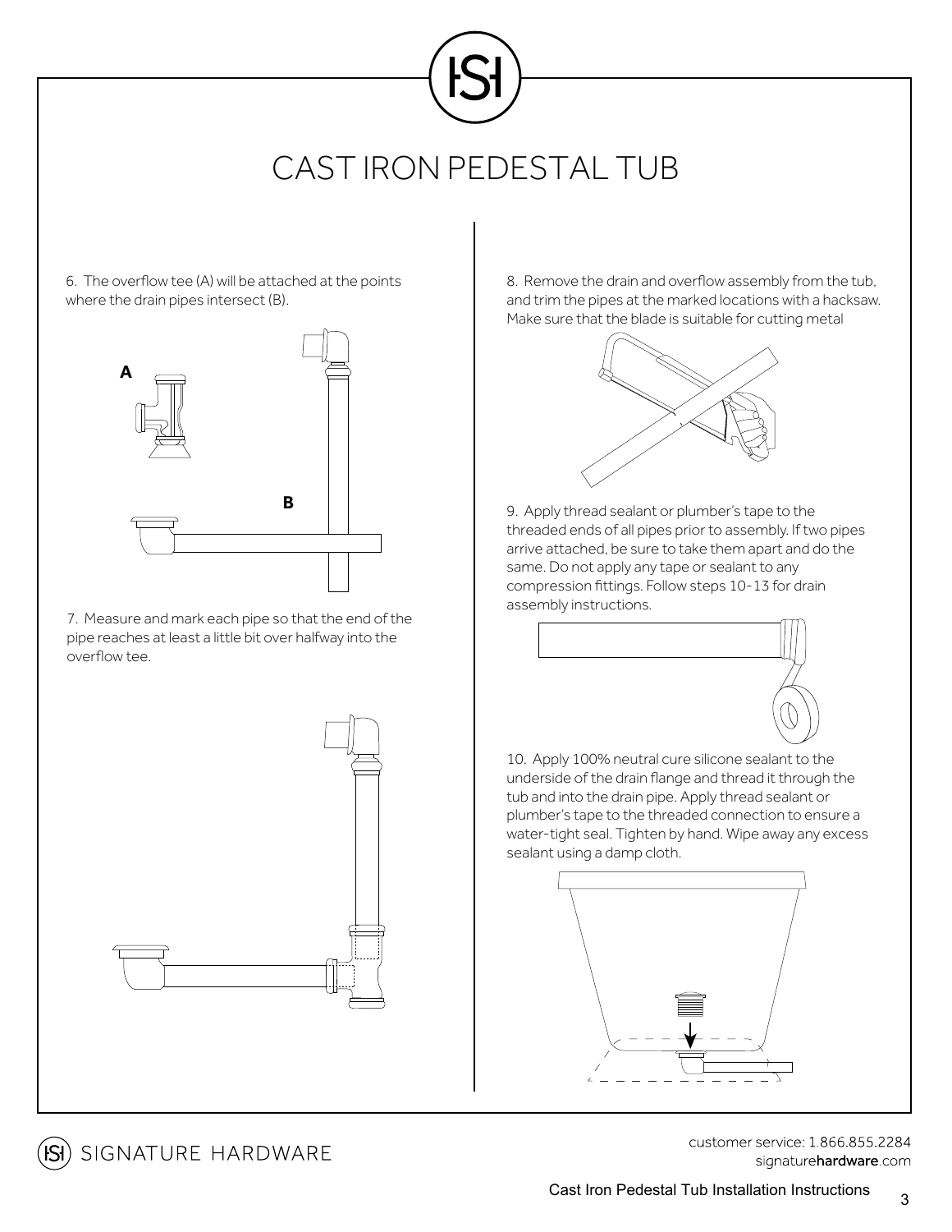# CAST IRON PEDESTAL TUB

6. The overflow tee (A) will be attached at the points where the drain pipes intersect (B).

A

B

7. Measure and mark each pipe so that the end of the pipe reaches at least a little bit over halfway into the overflow tee.

8. Remove the drain and overflow assembly from the tub, and trim the pipes at the marked locations with a hacksaw. Make sure that the blade is suitable for cutting metal

9. Apply thread sealant or plumber's tape to the threaded ends of all pipes prior to assembly. If two pipes arrive attached, be sure to take them apart and do the same. Do not apply any tape or sealant to any compression fittings. Follow steps 10-13 for drain assembly instructions.

10. Apply 100% neutral cure silicone sealant to the underside of the drain flange and thread it through the tub and into the drain pipe. Apply thread sealant or plumber's tape to the threaded connection to ensure a water-tight seal. Tighten by hand. Wipe away any excess sealant using a damp cloth.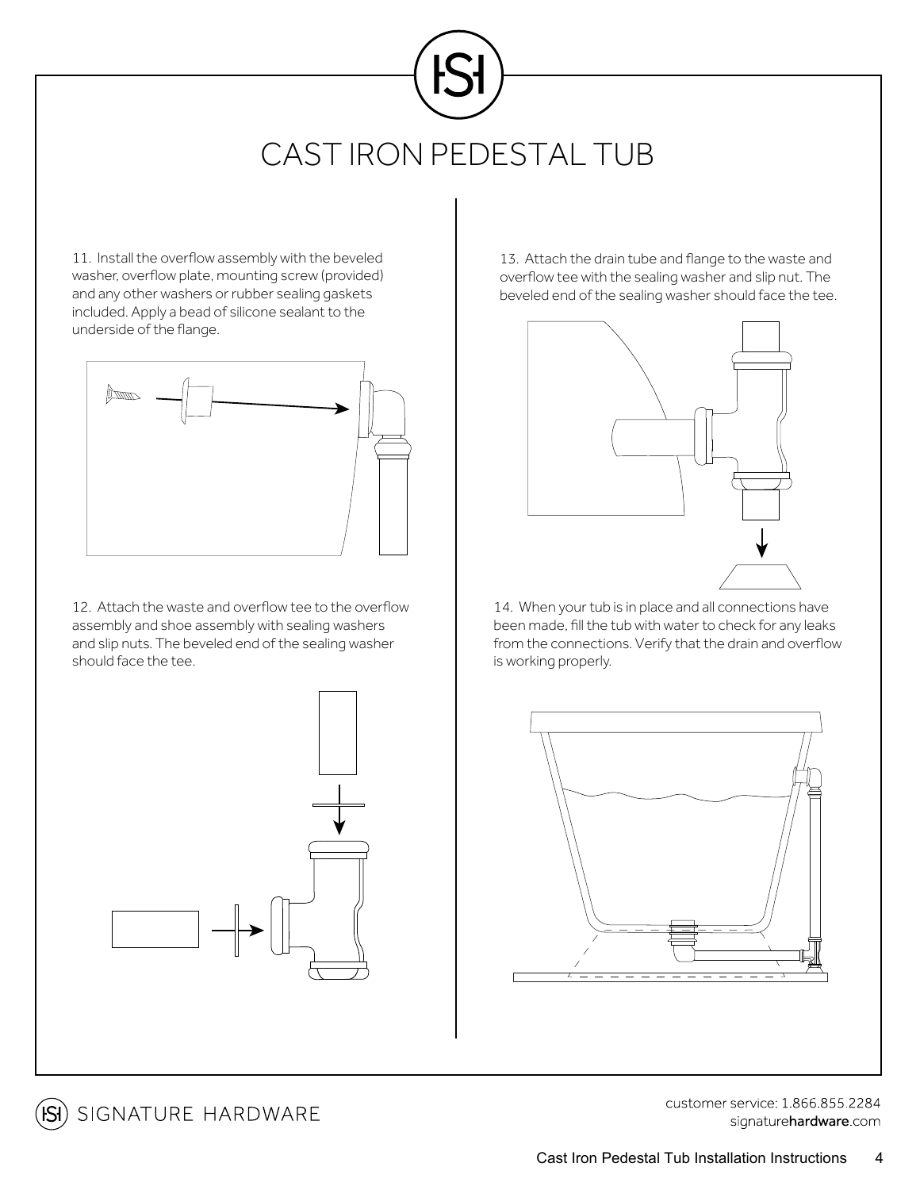# CAST IRON PEDESTAL TUB

11. Install the overflow assembly with the beveled washer, overflow plate, mounting screw (provided) and any other washers or rubber sealing gaskets included. Apply a bead of silicone sealant to the underside of the flange.

12. Attach the waste and overflow tee to the overflow assembly and shoe assembly with sealing washers and slip nuts. The beveled end of the sealing washer should face the tee.

13. Attach the drain tube and flange to the waste and overflow tee with the sealing washer and slip nut. The beveled end of the sealing washer should face the tee.

14. When your tub is in place and all connections have been made, fill the tub with water to check for any leaks from the connections. Verify that the drain and overflow is working properly.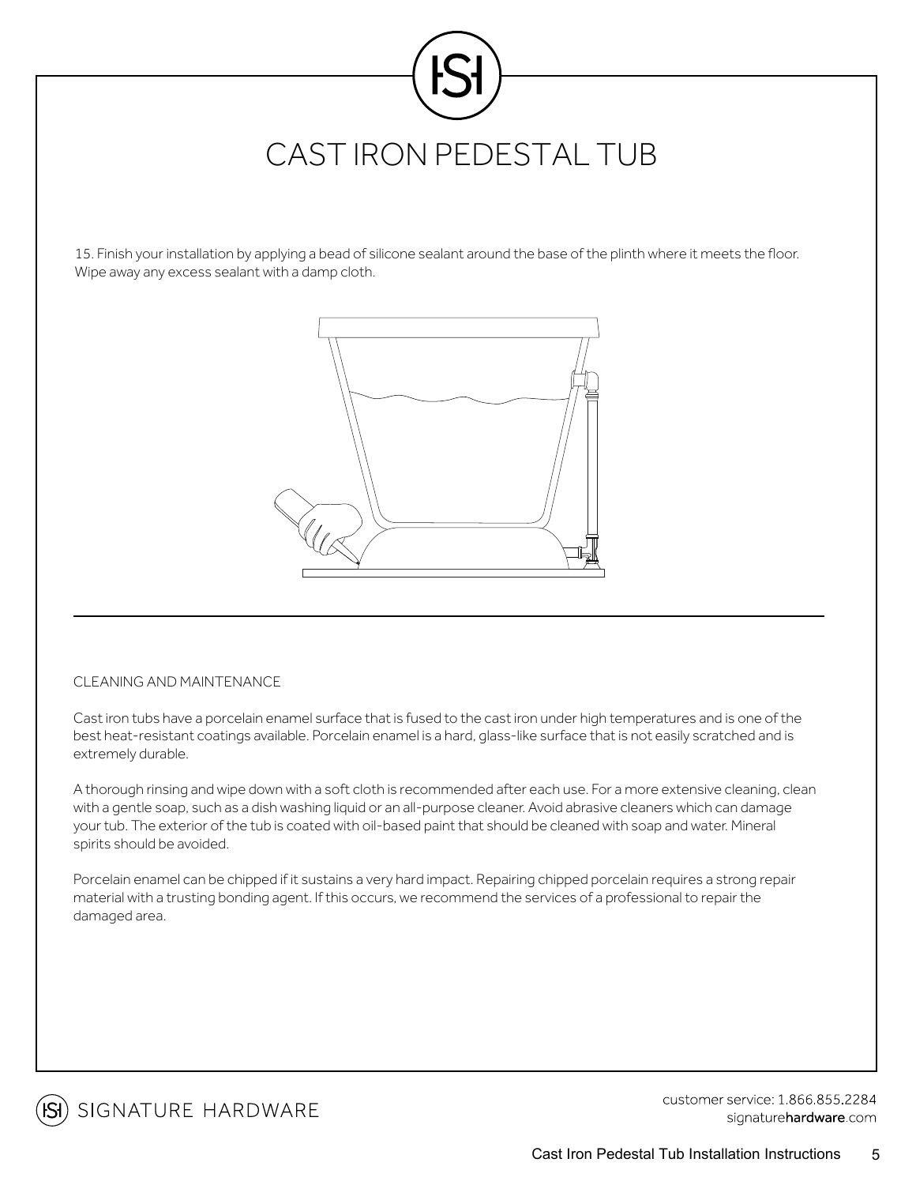# CAST IRON PEDESTAL TUB

15. Finish your installation by applying a bead of silicone sealant around the base of the plinth where it meets the floor. Wipe away any excess sealant with a damp cloth.

CLEANING AND MAINTENANCE

Cast iron tubs have a porcelain enamel surface that is fused to the cast iron under high temperatures and is one of the best heat-resistant coatings available. Porcelain enamel is a hard, glass-like surface that is not easily scratched and is extremely durable.

A thorough rinsing and wipe down with a soft cloth is recommended after each use. For a more extensive cleaning, clean with a gentle soap, such as a dish washing liquid or an all-purpose cleaner. Avoid abrasive cleaners which can damage your tub. The exterior of the tub is coated with oil-based paint that should be cleaned with soap and water. Mineral spirits should be avoided.

Porcelain enamel can be chipped if it sustains a very hard impact. Repairing chipped porcelain requires a strong repair material with a trusting bonding agent. If this occurs, we recommend the services of a professional to repair the damaged area.

SIGNATURE HARDWARE

customer service: 1.866.855.2284
signaturehardware.com